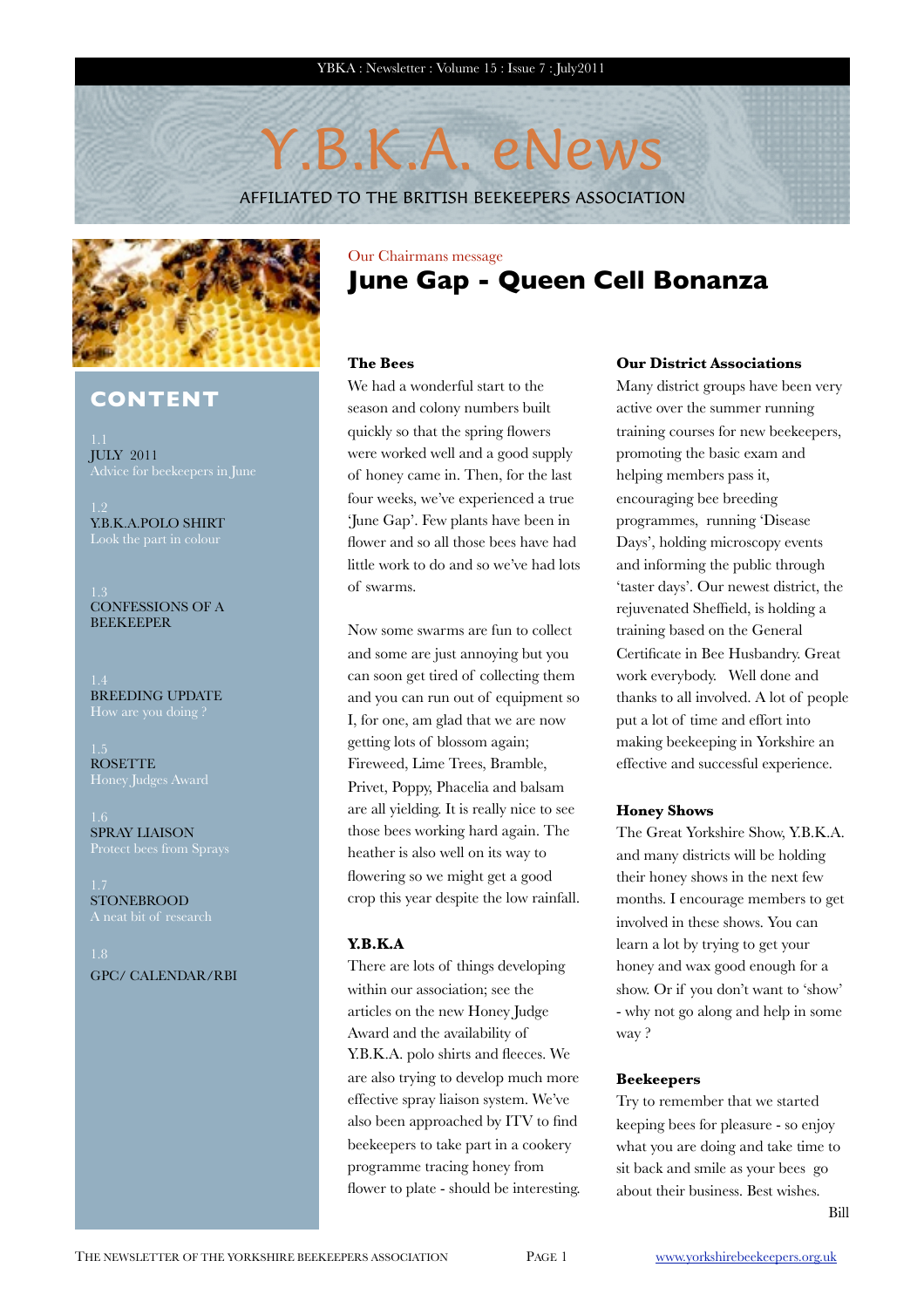# Y.B.K.A. eNews

AFFILIATED TO THE BRITISH BEEKEEPERS ASSOCIATION

## CONTENT

1.1
JULY 2011
Advice for beekeepers in June

1.2
Y.B.K.A.POLO SHIRT
Look the part in colour

1.3
CONFESSIONS OF A BEEKEEPER

1.4
BREEDING UPDATE
How are you doing ?

1.5
ROSETTE
Honey Judges Award

1.6
SPRAY LIAISON
Protect bees from Sprays

1.7
STONEBROOD
A neat bit of research

1.8
GPC/ CALENDAR/RBI

Our Chairmans message

# June Gap - Queen Cell Bonanza

**The Bees**

We had a wonderful start to the season and colony numbers built quickly so that the spring flowers were worked well and a good supply of honey came in. Then, for the last four weeks, we've experienced a true 'June Gap'. Few plants have been in flower and so all those bees have had little work to do and so we've had lots of swarms.

Now some swarms are fun to collect and some are just annoying but you can soon get tired of collecting them and you can run out of equipment so I, for one, am glad that we are now getting lots of blossom again; Fireweed, Lime Trees, Bramble, Privet, Poppy, Phacelia and balsam are all yielding. It is really nice to see those bees working hard again. The heather is also well on its way to flowering so we might get a good crop this year despite the low rainfall.

**Y.B.K.A**

There are lots of things developing within our association; see the articles on the new Honey Judge Award and the availability of Y.B.K.A. polo shirts and fleeces. We are also trying to develop much more effective spray liaison system. We've also been approached by ITV to find beekeepers to take part in a cookery programme tracing honey from flower to plate - should be interesting.

**Our District Associations**

Many district groups have been very active over the summer running training courses for new beekeepers, promoting the basic exam and helping members pass it, encouraging bee breeding programmes, running 'Disease Days', holding microscopy events and informing the public through 'taster days'. Our newest district, the rejuvenated Sheffield, is holding a training based on the General Certificate in Bee Husbandry. Great work everybody. Well done and thanks to all involved. A lot of people put a lot of time and effort into making beekeeping in Yorkshire an effective and successful experience.

**Honey Shows**

The Great Yorkshire Show, Y.B.K.A. and many districts will be holding their honey shows in the next few months. I encourage members to get involved in these shows. You can learn a lot by trying to get your honey and wax good enough for a show. Or if you don't want to 'show' - why not go along and help in some way ?

**Beekeepers**

Try to remember that we started keeping bees for pleasure - so enjoy what you are doing and take time to sit back and smile as your bees go about their business. Best wishes.

Bill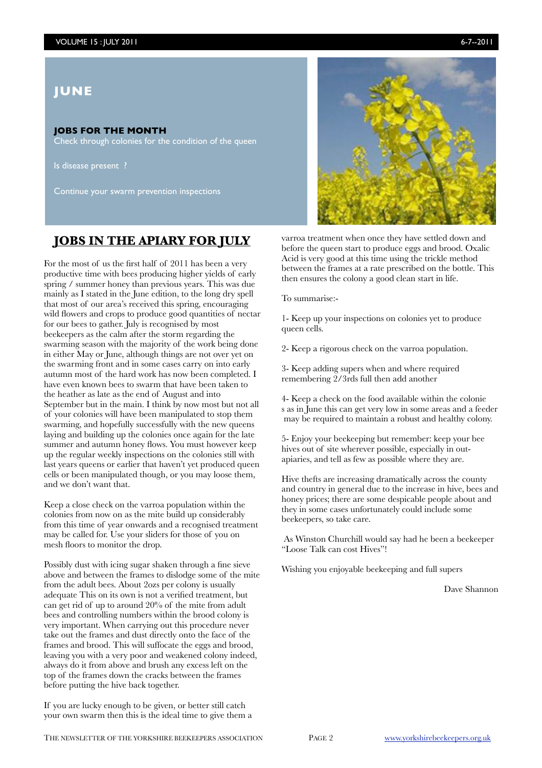## JUNE

**JOBS FOR THE MONTH**

Check through colonies for the condition of the queen

Is disease present ?

Continue your swarm prevention inspections

## JOBS IN THE APIARY FOR JULY

For the most of us the first half of 2011 has been a very productive time with bees producing higher yields of early spring / summer honey than previous years. This was due mainly as I stated in the June edition, to the long dry spell that most of our area's received this spring, encouraging wild flowers and crops to produce good quantities of nectar for our bees to gather. July is recognised by most beekeepers as the calm after the storm regarding the swarming season with the majority of the work being done in either May or June, although things are not over yet on the swarming front and in some cases carry on into early autumn most of the hard work has now been completed. I have even known bees to swarm that have been taken to the heather as late as the end of August and into September but in the main. I think by now most but not all of your colonies will have been manipulated to stop them swarming, and hopefully successfully with the new queens laying and building up the colonies once again for the late summer and autumn honey flows. You must however keep up the regular weekly inspections on the colonies still with last years queens or earlier that haven't yet produced queen cells or been manipulated though, or you may loose them, and we don't want that.

Keep a close check on the varroa population within the colonies from now on as the mite build up considerably from this time of year onwards and a recognised treatment may be called for. Use your sliders for those of you on mesh floors to monitor the drop.

Possibly dust with icing sugar shaken through a fine sieve above and between the frames to dislodge some of the mite from the adult bees. About 2ozs per colony is usually adequate This on its own is not a verified treatment, but can get rid of up to around 20% of the mite from adult bees and controlling numbers within the brood colony is very important. When carrying out this procedure never take out the frames and dust directly onto the face of the frames and brood. This will suffocate the eggs and brood, leaving you with a very poor and weakened colony indeed, always do it from above and brush any excess left on the top of the frames down the cracks between the frames before putting the hive back together.

If you are lucky enough to be given, or better still catch your own swarm then this is the ideal time to give them a varroa treatment when once they have settled down and before the queen start to produce eggs and brood. Oxalic Acid is very good at this time using the trickle method between the frames at a rate prescribed on the bottle. This then ensures the colony a good clean start in life.

To summarise:-

1- Keep up your inspections on colonies yet to produce queen cells.

2- Keep a rigorous check on the varroa population.

3- Keep adding supers when and where required remembering 2/3rds full then add another

4- Keep a check on the food available within the colonie s as in June this can get very low in some areas and a feeder may be required to maintain a robust and healthy colony.

5- Enjoy your beekeeping but remember: keep your bee hives out of site wherever possible, especially in out-apiaries, and tell as few as possible where they are.

Hive thefts are increasing dramatically across the county and country in general due to the increase in hive, bees and honey prices; there are some despicable people about and they in some cases unfortunately could include some beekeepers, so take care.

As Winston Churchill would say had he been a beekeeper "Loose Talk can cost Hives"!

Wishing you enjoyable beekeeping and full supers

Dave Shannon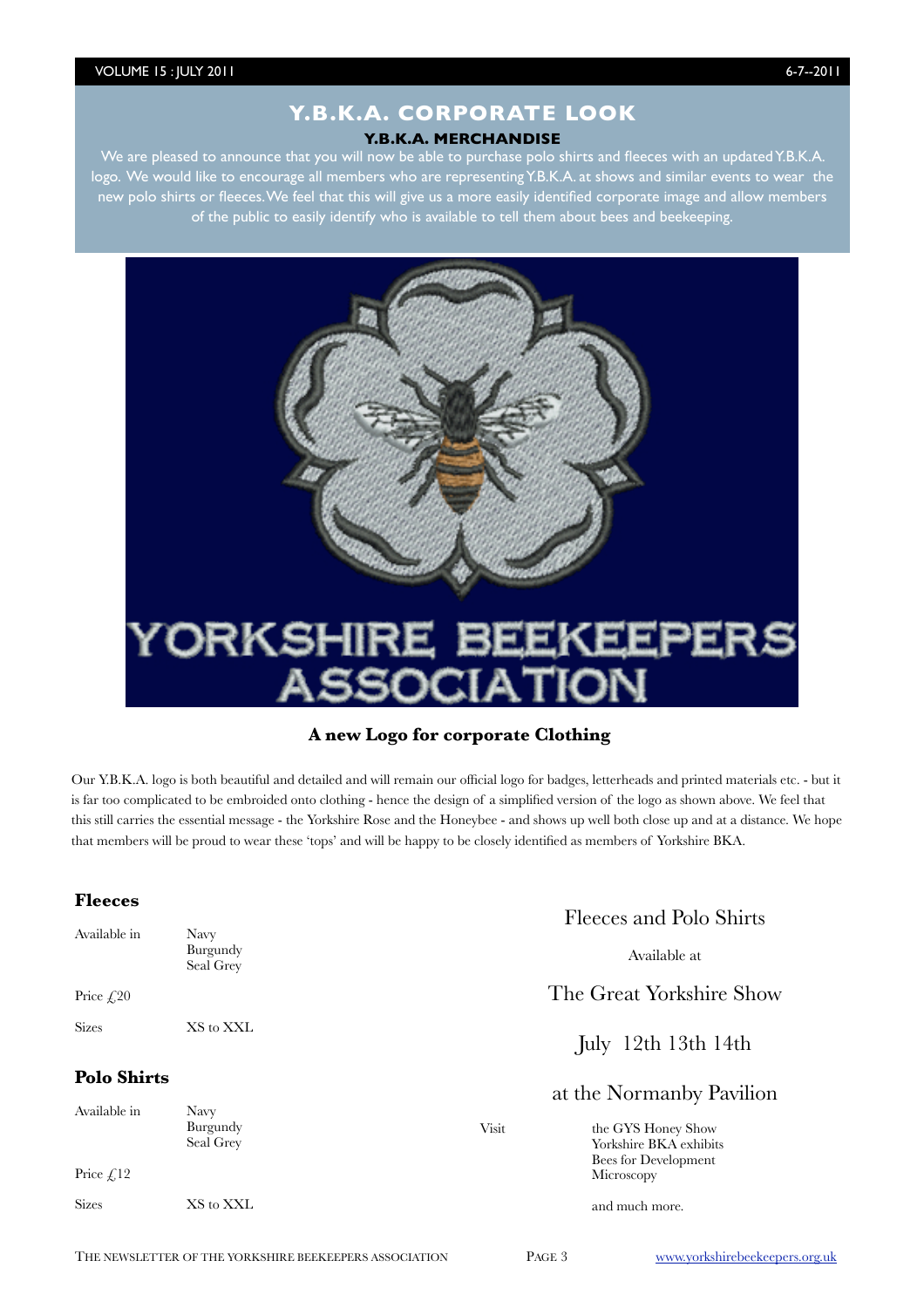# Y.B.K.A. CORPORATE LOOK

## Y.B.K.A. MERCHANDISE

We are pleased to announce that you will now be able to purchase polo shirts and fleeces with an updated Y.B.K.A. logo. We would like to encourage all members who are representing Y.B.K.A. at shows and similar events to wear the new polo shirts or fleeces. We feel that this will give us a more easily identified corporate image and allow members of the public to easily identify who is available to tell them about bees and beekeeping.

YORKSHIRE BEEKEEPERS ASSOCIATION

**A new Logo for corporate Clothing**

Our Y.B.K.A. logo is both beautiful and detailed and will remain our official logo for badges, letterheads and printed materials etc. - but it is far too complicated to be embroided onto clothing - hence the design of a simplified version of the logo as shown above. We feel that this still carries the essential message - the Yorkshire Rose and the Honeybee - and shows up well both close up and at a distance. We hope that members will be proud to wear these 'tops' and will be happy to be closely identified as members of Yorkshire BKA.

### Fleeces

| | |
|---|---|
| Available in | Navy<br>Burgundy<br>Seal Grey |
| Price £20 | |
| Sizes | XS to XXL |

### Polo Shirts

| | |
|---|---|
| Available in | Navy<br>Burgundy<br>Seal Grey |
| Price £12 | |
| Sizes | XS to XXL |

Fleeces and Polo Shirts

Available at

The Great Yorkshire Show

July 12th 13th 14th

at the Normanby Pavilion

Visit

- the GYS Honey Show
- Yorkshire BKA exhibits
- Bees for Development
- Microscopy

and much more.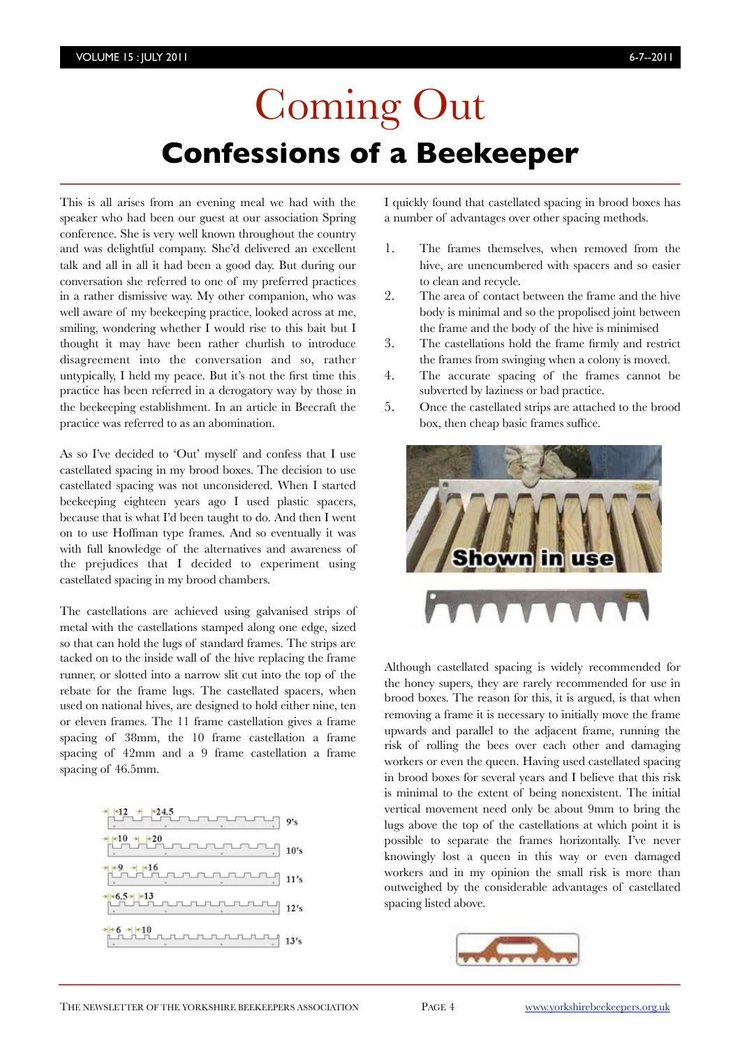# Coming Out

## Confessions of a Beekeeper

This is all arises from an evening meal we had with the speaker who had been our guest at our association Spring conference. She is very well known throughout the country and was delightful company. She'd delivered an excellent talk and all in all it had been a good day. But during our conversation she referred to one of my preferred practices in a rather dismissive way. My other companion, who was well aware of my beekeeping practice, looked across at me, smiling, wondering whether I would rise to this bait but I thought it may have been rather churlish to introduce disagreement into the conversation and so, rather untypically, I held my peace. But it's not the first time this practice has been referred in a derogatory way by those in the beekeeping establishment. In an article in Beecraft the practice was referred to as an abomination.

As so I've decided to 'Out' myself and confess that I use castellated spacing in my brood boxes. The decision to use castellated spacing was not unconsidered. When I started beekeeping eighteen years ago I used plastic spacers, because that is what I'd been taught to do. And then I went on to use Hoffman type frames. And so eventually it was with full knowledge of the alternatives and awareness of the prejudices that I decided to experiment using castellated spacing in my brood chambers.

The castellations are achieved using galvanised strips of metal with the castellations stamped along one edge, sized so that can hold the lugs of standard frames. The strips are tacked on to the inside wall of the hive replacing the frame runner, or slotted into a narrow slit cut into the top of the rebate for the frame lugs. The castellated spacers, when used on national hives, are designed to hold either nine, ten or eleven frames. The 11 frame castellation gives a frame spacing of 38mm, the 10 frame castellation a frame spacing of 42mm and a 9 frame castellation a frame spacing of 46.5mm.

| | | |
|---|---|---|
| 12 | 24.5 | 9's |
| 10 | 20 | 10's |
| 9 | 16 | 11's |
| 6.5 | 13 | 12's |
| 6 | 10 | 13's |

I quickly found that castellated spacing in brood boxes has a number of advantages over other spacing methods.

1. The frames themselves, when removed from the hive, are unencumbered with spacers and so easier to clean and recycle.
2. The area of contact between the frame and the hive body is minimal and so the propolised joint between the frame and the body of the hive is minimised
3. The castellations hold the frame firmly and restrict the frames from swinging when a colony is moved.
4. The accurate spacing of the frames cannot be subverted by laziness or bad practice.
5. Once the castellated strips are attached to the brood box, then cheap basic frames suffice.

Shown in use

Although castellated spacing is widely recommended for the honey supers, they are rarely recommended for use in brood boxes. The reason for this, it is argued, is that when removing a frame it is necessary to initially move the frame upwards and parallel to the adjacent frame, running the risk of rolling the bees over each other and damaging workers or even the queen. Having used castellated spacing in brood boxes for several years and I believe that this risk is minimal to the extent of being nonexistent. The initial vertical movement need only be about 9mm to bring the lugs above the top of the castellations at which point it is possible to separate the frames horizontally. I've never knowingly lost a queen in this way or even damaged workers and in my opinion the small risk is more than outweighed by the considerable advantages of castellated spacing listed above.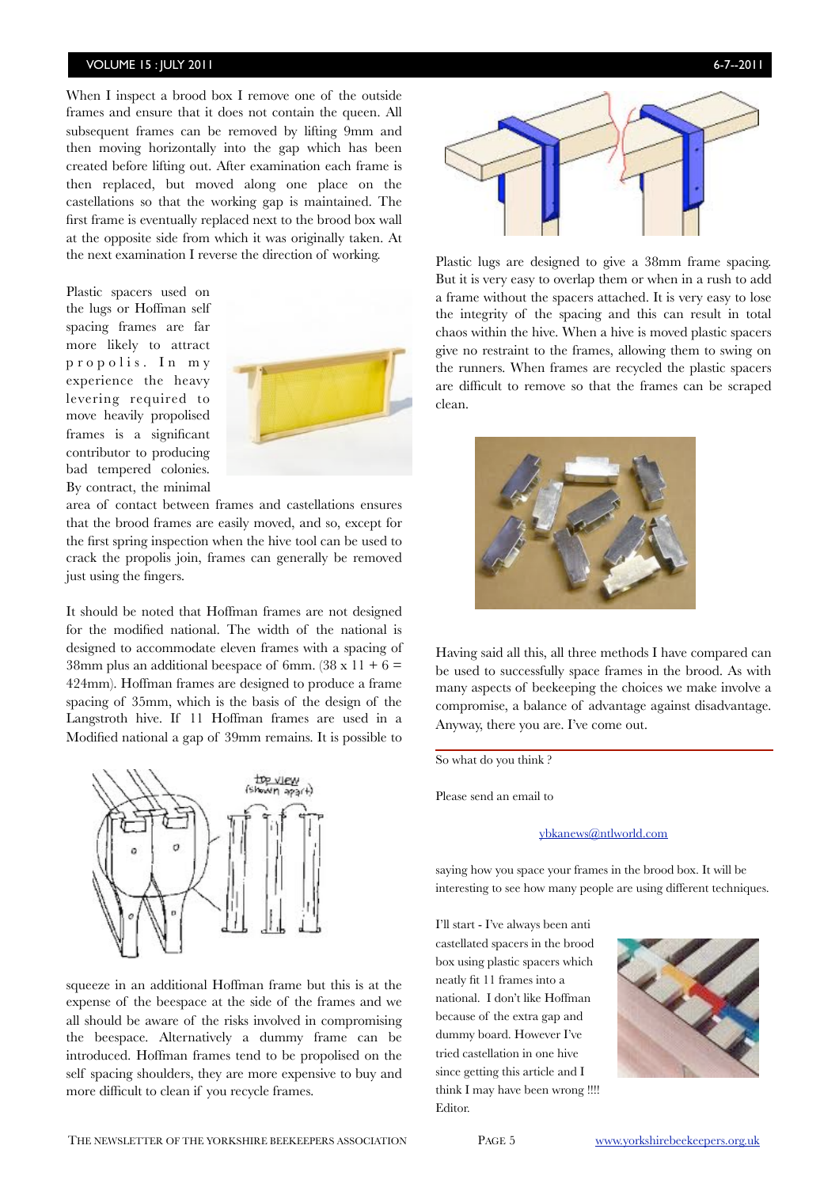When I inspect a brood box I remove one of the outside frames and ensure that it does not contain the queen. All subsequent frames can be removed by lifting 9mm and then moving horizontally into the gap which has been created before lifting out. After examination each frame is then replaced, but moved along one place on the castellations so that the working gap is maintained. The first frame is eventually replaced next to the brood box wall at the opposite side from which it was originally taken. At the next examination I reverse the direction of working.

Plastic spacers used on the lugs or Hoffman self spacing frames are far more likely to attract propolis. In my experience the heavy levering required to move heavily propolised frames is a significant contributor to producing bad tempered colonies. By contract, the minimal area of contact between frames and castellations ensures that the brood frames are easily moved, and so, except for the first spring inspection when the hive tool can be used to crack the propolis join, frames can generally be removed just using the fingers.

It should be noted that Hoffman frames are not designed for the modified national. The width of the national is designed to accommodate eleven frames with a spacing of 38mm plus an additional beespace of 6mm. (38 x 11 + 6 = 424mm). Hoffman frames are designed to produce a frame spacing of 35mm, which is the basis of the design of the Langstroth hive. If 11 Hoffman frames are used in a Modified national a gap of 39mm remains. It is possible to squeeze in an additional Hoffman frame but this is at the expense of the beespace at the side of the frames and we all should be aware of the risks involved in compromising the beespace. Alternatively a dummy frame can be introduced. Hoffman frames tend to be propolised on the self spacing shoulders, they are more expensive to buy and more difficult to clean if you recycle frames.

Plastic lugs are designed to give a 38mm frame spacing. But it is very easy to overlap them or when in a rush to add a frame without the spacers attached. It is very easy to lose the integrity of the spacing and this can result in total chaos within the hive. When a hive is moved plastic spacers give no restraint to the frames, allowing them to swing on the runners. When frames are recycled the plastic spacers are difficult to remove so that the frames can be scraped clean.

Having said all this, all three methods I have compared can be used to successfully space frames in the brood. As with many aspects of beekeeping the choices we make involve a compromise, a balance of advantage against disadvantage. Anyway, there you are. I've come out.

---

So what do you think ?

Please send an email to

ybkanews@ntlworld.com

saying how you space your frames in the brood box. It will be interesting to see how many people are using different techniques.

I'll start - I've always been anti castellated spacers in the brood box using plastic spacers which neatly fit 11 frames into a national. I don't like Hoffman because of the extra gap and dummy board. However I've tried castellation in one hive since getting this article and I think I may have been wrong !!!! Editor.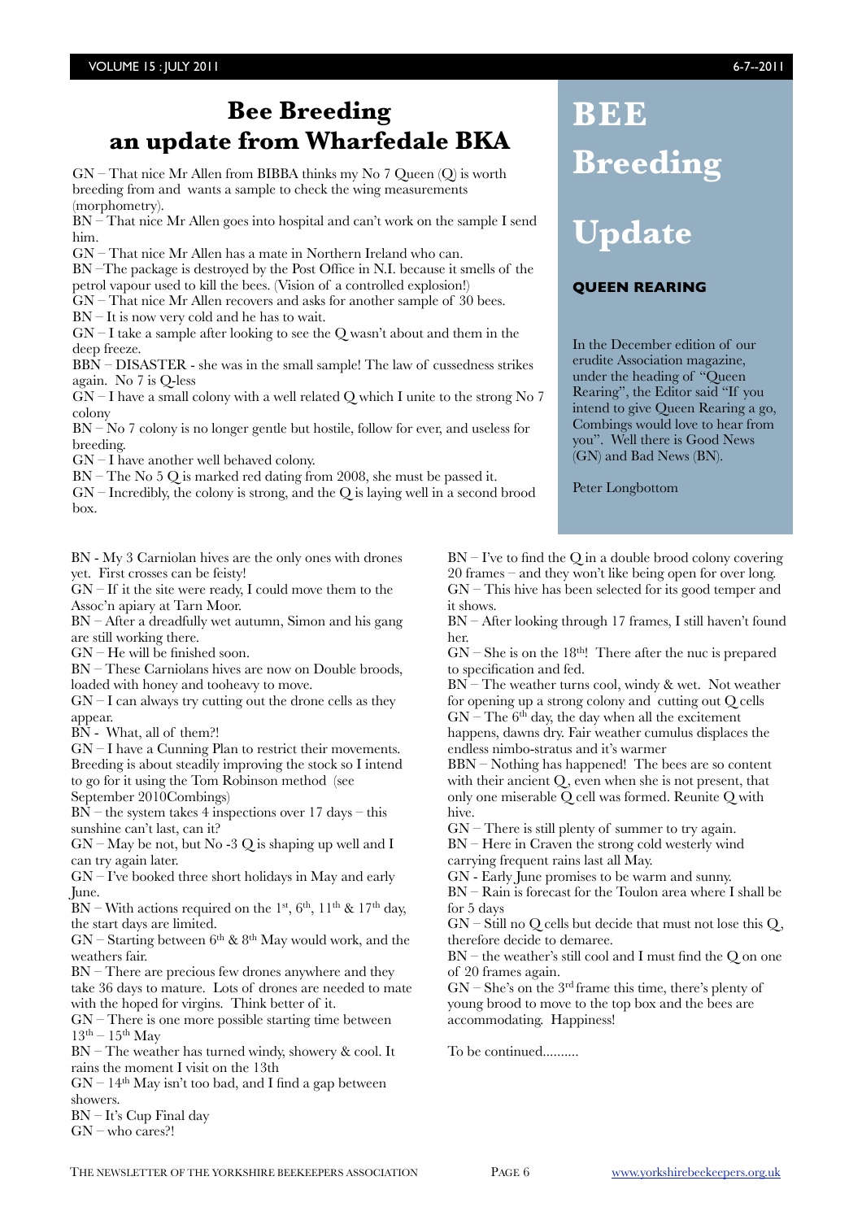# Bee Breeding an update from Wharfedale BKA

GN – That nice Mr Allen from BIBBA thinks my No 7 Queen (Q) is worth breeding from and wants a sample to check the wing measurements (morphometry).

BN – That nice Mr Allen goes into hospital and can't work on the sample I send him.

GN – That nice Mr Allen has a mate in Northern Ireland who can.

BN –The package is destroyed by the Post Office in N.I. because it smells of the petrol vapour used to kill the bees. (Vision of a controlled explosion!)

GN – That nice Mr Allen recovers and asks for another sample of 30 bees.

BN – It is now very cold and he has to wait.

GN – I take a sample after looking to see the Q wasn't about and them in the deep freeze.

BBN – DISASTER - she was in the small sample! The law of cussedness strikes again. No 7 is Q-less

GN – I have a small colony with a well related Q which I unite to the strong No 7 colony

BN – No 7 colony is no longer gentle but hostile, follow for ever, and useless for breeding.

GN – I have another well behaved colony.

BN – The No 5 Q is marked red dating from 2008, she must be passed it.

GN – Incredibly, the colony is strong, and the Q is laying well in a second brood box.

# BEE Breeding Update

**QUEEN REARING**

In the December edition of our erudite Association magazine, under the heading of "Queen Rearing", the Editor said "If you intend to give Queen Rearing a go, Combings would love to hear from you". Well there is Good News (GN) and Bad News (BN).

Peter Longbottom

BN - My 3 Carniolan hives are the only ones with drones yet. First crosses can be feisty!

GN – If it the site were ready, I could move them to the Assoc'n apiary at Tarn Moor.

BN – After a dreadfully wet autumn, Simon and his gang are still working there.

GN – He will be finished soon.

BN – These Carniolans hives are now on Double broods, loaded with honey and tooheavy to move.

GN – I can always try cutting out the drone cells as they appear.

BN - What, all of them?!

GN – I have a Cunning Plan to restrict their movements. Breeding is about steadily improving the stock so I intend to go for it using the Tom Robinson method (see September 2010Combings)

BN – the system takes 4 inspections over 17 days – this sunshine can't last, can it?

GN – May be not, but No -3 Q is shaping up well and I can try again later.

GN – I've booked three short holidays in May and early June.

BN – With actions required on the 1st, 6th, 11th & 17th day, the start days are limited.

GN – Starting between 6th & 8th May would work, and the weathers fair.

BN – There are precious few drones anywhere and they take 36 days to mature. Lots of drones are needed to mate with the hoped for virgins. Think better of it.

GN – There is one more possible starting time between 13th – 15th May

BN – The weather has turned windy, showery & cool. It rains the moment I visit on the 13th

GN – 14th May isn't too bad, and I find a gap between showers.

BN – It's Cup Final day

GN – who cares?!

BN – I've to find the Q in a double brood colony covering 20 frames – and they won't like being open for over long.

GN – This hive has been selected for its good temper and it shows.

BN – After looking through 17 frames, I still haven't found her.

GN – She is on the 18th! There after the nuc is prepared to specification and fed.

BN – The weather turns cool, windy & wet. Not weather for opening up a strong colony and cutting out Q cells

GN – The 6th day, the day when all the excitement happens, dawns dry. Fair weather cumulus displaces the endless nimbo-stratus and it's warmer

BBN – Nothing has happened! The bees are so content with their ancient Q, even when she is not present, that only one miserable Q cell was formed. Reunite Q with hive.

GN – There is still plenty of summer to try again.

BN – Here in Craven the strong cold westerly wind carrying frequent rains last all May.

GN - Early June promises to be warm and sunny.

BN – Rain is forecast for the Toulon area where I shall be for 5 days

GN – Still no Q cells but decide that must not lose this Q, therefore decide to demaree.

BN – the weather's still cool and I must find the Q on one of 20 frames again.

GN – She's on the 3rd frame this time, there's plenty of young brood to move to the top box and the bees are accommodating. Happiness!

To be continued..........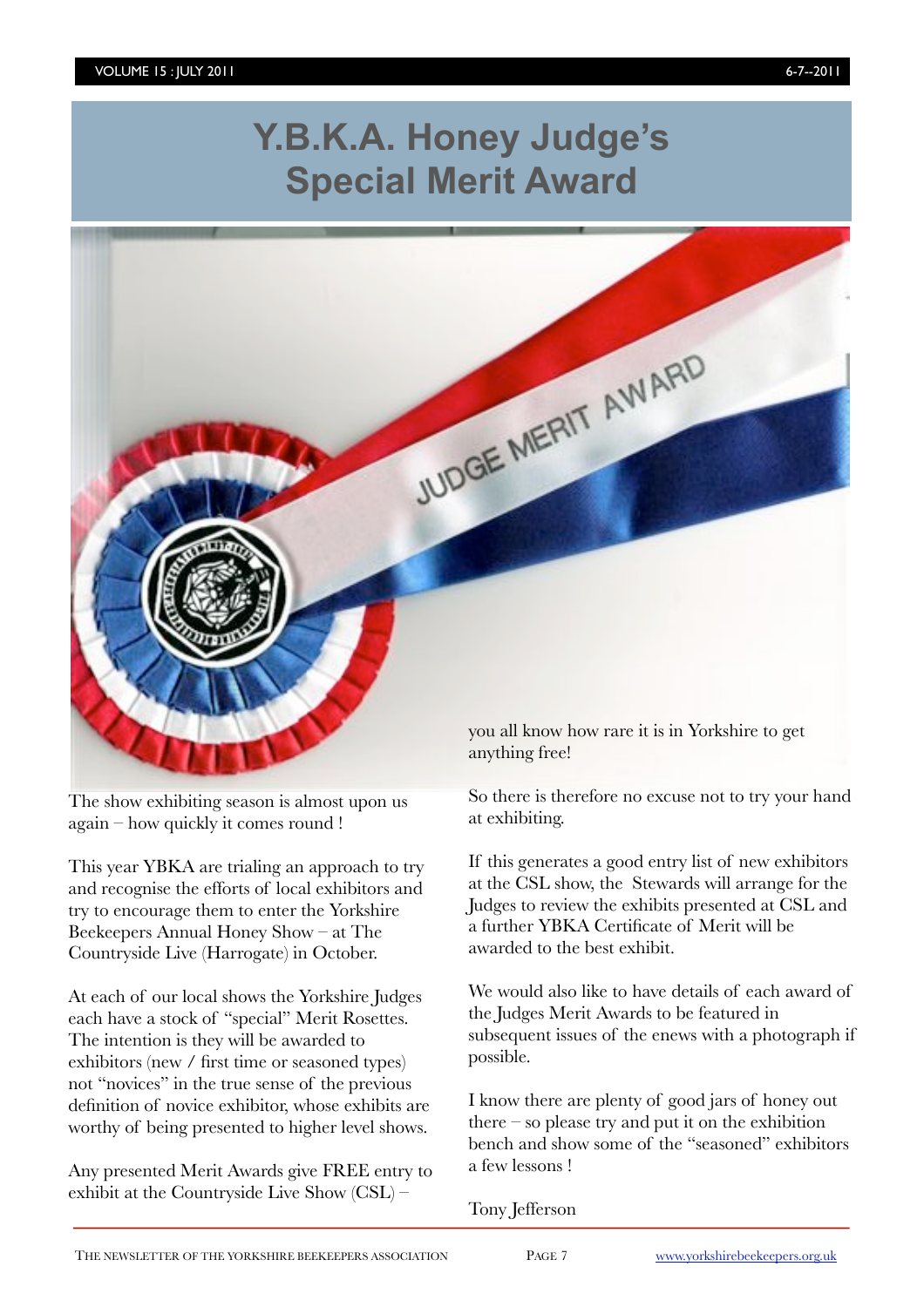# Y.B.K.A. Honey Judge's Special Merit Award

The show exhibiting season is almost upon us again – how quickly it comes round !

This year YBKA are trialing an approach to try and recognise the efforts of local exhibitors and try to encourage them to enter the Yorkshire Beekeepers Annual Honey Show – at The Countryside Live (Harrogate) in October.

At each of our local shows the Yorkshire Judges each have a stock of "special" Merit Rosettes. The intention is they will be awarded to exhibitors (new / first time or seasoned types) not "novices" in the true sense of the previous definition of novice exhibitor, whose exhibits are worthy of being presented to higher level shows.

Any presented Merit Awards give FREE entry to exhibit at the Countryside Live Show (CSL) – you all know how rare it is in Yorkshire to get anything free!

So there is therefore no excuse not to try your hand at exhibiting.

If this generates a good entry list of new exhibitors at the CSL show, the Stewards will arrange for the Judges to review the exhibits presented at CSL and a further YBKA Certificate of Merit will be awarded to the best exhibit.

We would also like to have details of each award of the Judges Merit Awards to be featured in subsequent issues of the enews with a photograph if possible.

I know there are plenty of good jars of honey out there – so please try and put it on the exhibition bench and show some of the "seasoned" exhibitors a few lessons !

Tony Jefferson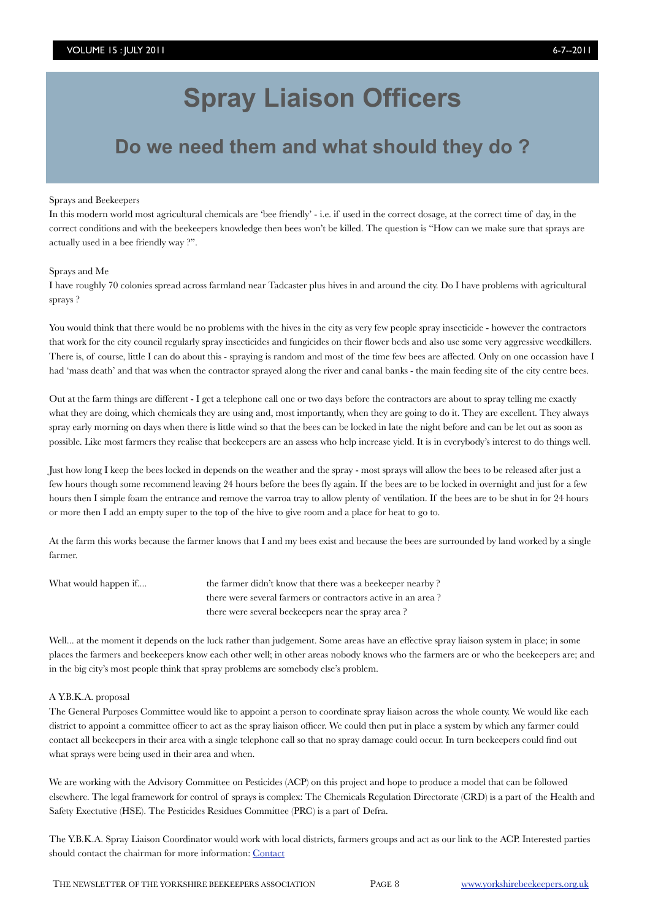# Spray Liaison Officers

## Do we need them and what should they do ?

Sprays and Beekeepers

In this modern world most agricultural chemicals are 'bee friendly' - i.e. if used in the correct dosage, at the correct time of day, in the correct conditions and with the beekeepers knowledge then bees won't be killed. The question is "How can we make sure that sprays are actually used in a bee friendly way ?".

Sprays and Me

I have roughly 70 colonies spread across farmland near Tadcaster plus hives in and around the city. Do I have problems with agricultural sprays ?

You would think that there would be no problems with the hives in the city as very few people spray insecticide - however the contractors that work for the city council regularly spray insecticides and fungicides on their flower beds and also use some very aggressive weedkillers. There is, of course, little I can do about this - spraying is random and most of the time few bees are affected. Only on one occassion have I had 'mass death' and that was when the contractor sprayed along the river and canal banks - the main feeding site of the city centre bees.

Out at the farm things are different - I get a telephone call one or two days before the contractors are about to spray telling me exactly what they are doing, which chemicals they are using and, most importantly, when they are going to do it. They are excellent. They always spray early morning on days when there is little wind so that the bees can be locked in late the night before and can be let out as soon as possible. Like most farmers they realise that beekeepers are an assess who help increase yield. It is in everybody's interest to do things well.

Just how long I keep the bees locked in depends on the weather and the spray - most sprays will allow the bees to be released after just a few hours though some recommend leaving 24 hours before the bees fly again. If the bees are to be locked in overnight and just for a few hours then I simple foam the entrance and remove the varroa tray to allow plenty of ventilation. If the bees are to be shut in for 24 hours or more then I add an empty super to the top of the hive to give room and a place for heat to go to.

At the farm this works because the farmer knows that I and my bees exist and because the bees are surrounded by land worked by a single farmer.

What would happen if.... the farmer didn't know that there was a beekeeper nearby ?
there were several farmers or contractors active in an area ?
there were several beekeepers near the spray area ?

Well... at the moment it depends on the luck rather than judgement. Some areas have an effective spray liaison system in place; in some places the farmers and beekeepers know each other well; in other areas nobody knows who the farmers are or who the beekeepers are; and in the big city's most people think that spray problems are somebody else's problem.

A Y.B.K.A. proposal

The General Purposes Committee would like to appoint a person to coordinate spray liaison across the whole county. We would like each district to appoint a committee officer to act as the spray liaison officer. We could then put in place a system by which any farmer could contact all beekeepers in their area with a single telephone call so that no spray damage could occur. In turn beekeepers could find out what sprays were being used in their area and when.

We are working with the Advisory Committee on Pesticides (ACP) on this project and hope to produce a model that can be followed elsewhere. The legal framework for control of sprays is complex: The Chemicals Regulation Directorate (CRD) is a part of the Health and Safety Exectutive (HSE). The Pesticides Residues Committee (PRC) is a part of Defra.

The Y.B.K.A. Spray Liaison Coordinator would work with local districts, farmers groups and act as our link to the ACP. Interested parties should contact the chairman for more information: Contact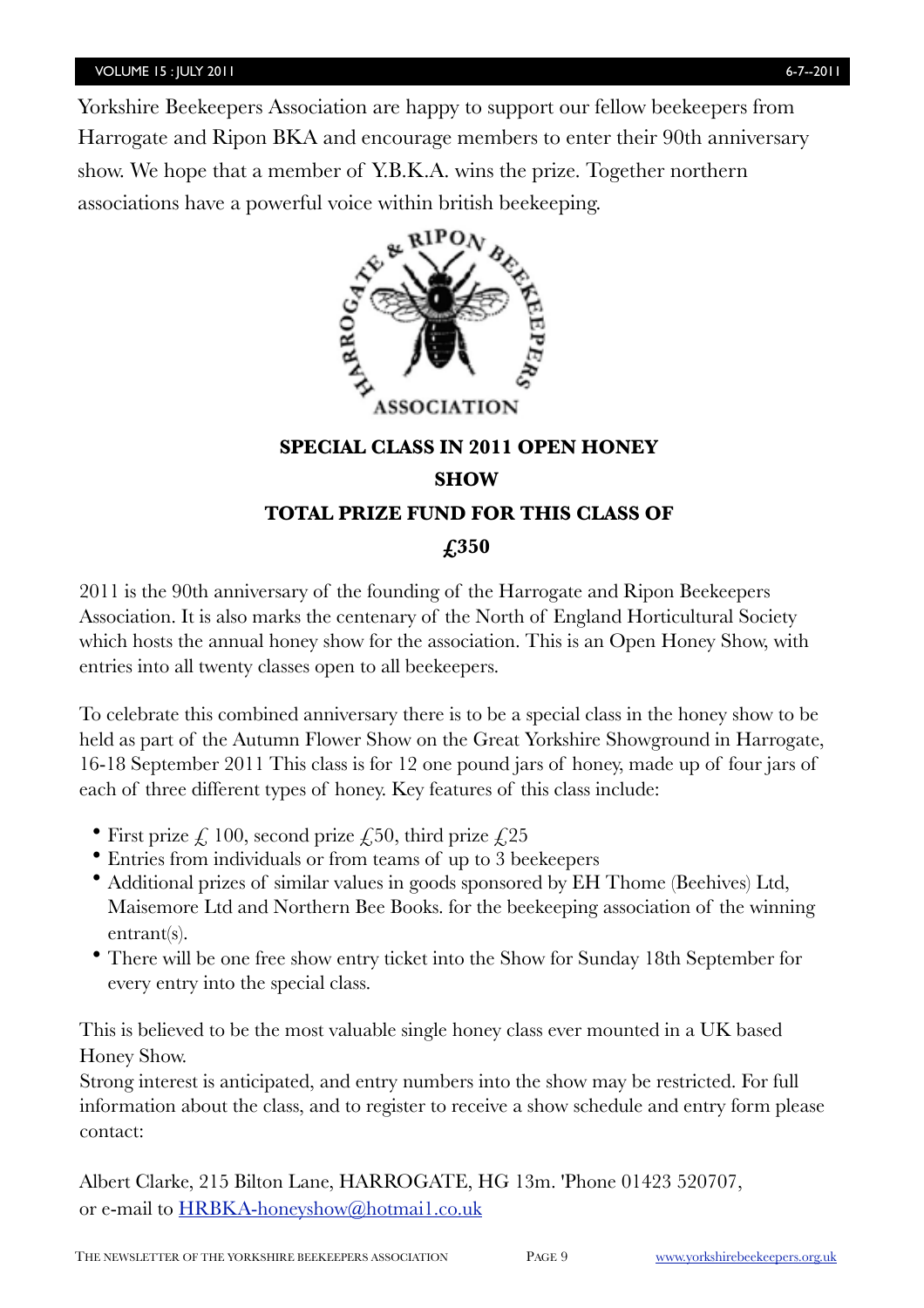Yorkshire Beekeepers Association are happy to support our fellow beekeepers from Harrogate and Ripon BKA and encourage members to enter their 90th anniversary show. We hope that a member of Y.B.K.A. wins the prize. Together northern associations have a powerful voice within british beekeeping.

## SPECIAL CLASS IN 2011 OPEN HONEY SHOW

## TOTAL PRIZE FUND FOR THIS CLASS OF £350

2011 is the 90th anniversary of the founding of the Harrogate and Ripon Beekeepers Association. It is also marks the centenary of the North of England Horticultural Society which hosts the annual honey show for the association. This is an Open Honey Show, with entries into all twenty classes open to all beekeepers.

To celebrate this combined anniversary there is to be a special class in the honey show to be held as part of the Autumn Flower Show on the Great Yorkshire Showground in Harrogate, 16-18 September 2011 This class is for 12 one pound jars of honey, made up of four jars of each of three different types of honey. Key features of this class include:

- First prize £ 100, second prize £50, third prize £25
- Entries from individuals or from teams of up to 3 beekeepers
- Additional prizes of similar values in goods sponsored by EH Thome (Beehives) Ltd, Maisemore Ltd and Northern Bee Books. for the beekeeping association of the winning entrant(s).
- There will be one free show entry ticket into the Show for Sunday 18th September for every entry into the special class.

This is believed to be the most valuable single honey class ever mounted in a UK based Honey Show.

Strong interest is anticipated, and entry numbers into the show may be restricted. For full information about the class, and to register to receive a show schedule and entry form please contact:

Albert Clarke, 215 Bilton Lane, HARROGATE, HG 13m. 'Phone 01423 520707, or e-mail to HRBKA-honeyshow@hotmai1.co.uk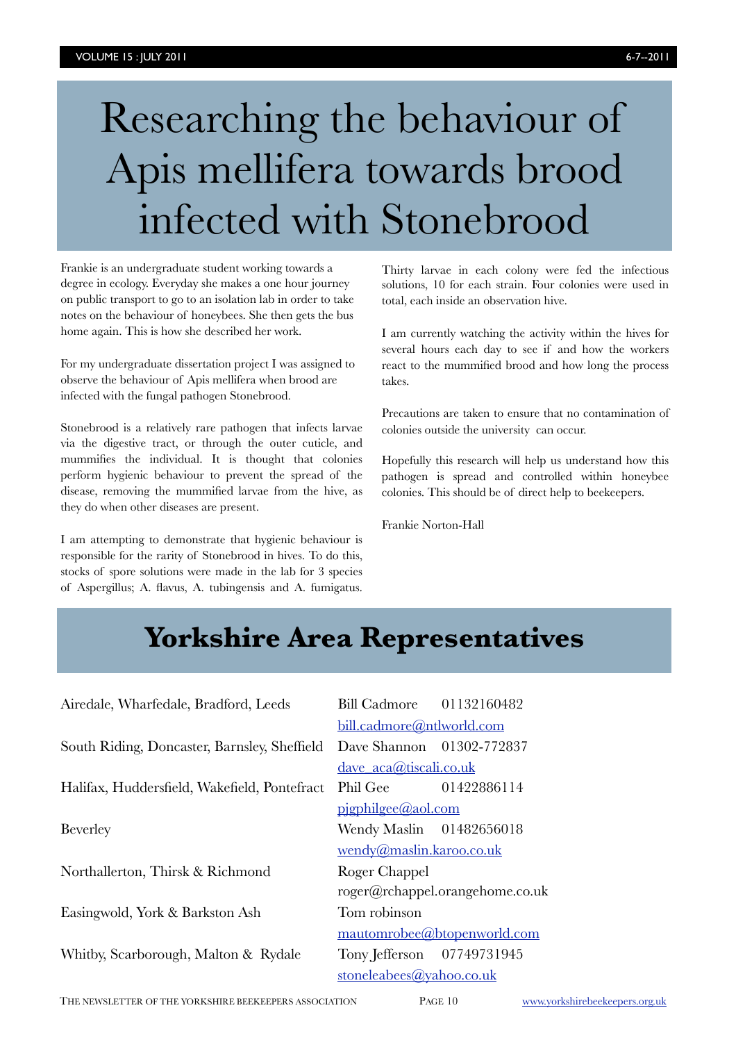# Researching the behaviour of Apis mellifera towards brood infected with Stonebrood

Frankie is an undergraduate student working towards a degree in ecology. Everyday she makes a one hour journey on public transport to go to an isolation lab in order to take notes on the behaviour of honeybees. She then gets the bus home again. This is how she described her work.

For my undergraduate dissertation project I was assigned to observe the behaviour of Apis mellifera when brood are infected with the fungal pathogen Stonebrood.

Stonebrood is a relatively rare pathogen that infects larvae via the digestive tract, or through the outer cuticle, and mummifies the individual. It is thought that colonies perform hygienic behaviour to prevent the spread of the disease, removing the mummified larvae from the hive, as they do when other diseases are present.

I am attempting to demonstrate that hygienic behaviour is responsible for the rarity of Stonebrood in hives. To do this, stocks of spore solutions were made in the lab for 3 species of Aspergillus; A. flavus, A. tubingensis and A. fumigatus. Thirty larvae in each colony were fed the infectious solutions, 10 for each strain. Four colonies were used in total, each inside an observation hive.

I am currently watching the activity within the hives for several hours each day to see if and how the workers react to the mummified brood and how long the process takes.

Precautions are taken to ensure that no contamination of colonies outside the university can occur.

Hopefully this research will help us understand how this pathogen is spread and controlled within honeybee colonies. This should be of direct help to beekeepers.

Frankie Norton-Hall

# Yorkshire Area Representatives

| Area | Representative |
|---|---|
| Airedale, Wharfedale, Bradford, Leeds | Bill Cadmore 01132160482 bill.cadmore@ntlworld.com |
| South Riding, Doncaster, Barnsley, Sheffield | Dave Shannon 01302-772837 dave_aca@tiscali.co.uk |
| Halifax, Huddersfield, Wakefield, Pontefract | Phil Gee 01422886114 pjgphilgee@aol.com |
| Beverley | Wendy Maslin 01482656018 wendy@maslin.karoo.co.uk |
| Northallerton, Thirsk & Richmond | Roger Chappel roger@rchappel.orangehome.co.uk |
| Easingwold, York & Barkston Ash | Tom robinson mautomrobee@btopenworld.com |
| Whitby, Scarborough, Malton & Rydale | Tony Jefferson 07749731945 stoneleabees@yahoo.co.uk |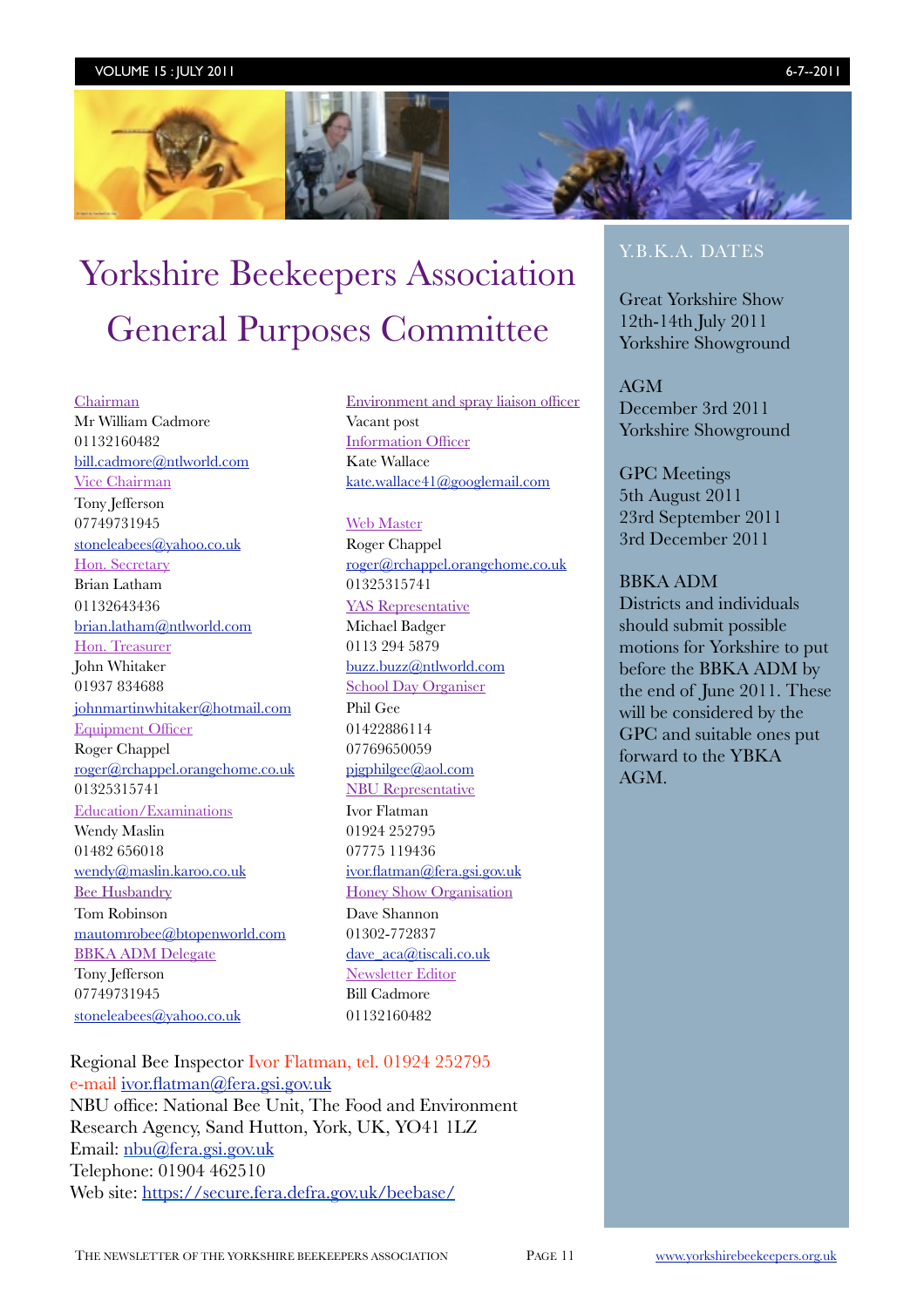# Yorkshire Beekeepers Association General Purposes Committee

Chairman
Mr William Cadmore
01132160482
bill.cadmore@ntlworld.com

Vice Chairman
Tony Jefferson
07749731945
stoneleabees@yahoo.co.uk

Hon. Secretary
Brian Latham
01132643436
brian.latham@ntlworld.com

Hon. Treasurer
John Whitaker
01937 834688
johnmartinwhitaker@hotmail.com

Equipment Officer
Roger Chappel
roger@rchappel.orangehome.co.uk
01325315741

Education/Examinations
Wendy Maslin
01482 656018
wendy@maslin.karoo.co.uk

Bee Husbandry
Tom Robinson
mautomrobee@btopenworld.com

BBKA ADM Delegate
Tony Jefferson
07749731945
stoneleabees@yahoo.co.uk

Environment and spray liaison officer
Vacant post

Information Officer
Kate Wallace
kate.wallace41@googlemail.com

Web Master
Roger Chappel
roger@rchappel.orangehome.co.uk
01325315741

YAS Representative
Michael Badger
0113 294 5879
buzz.buzz@ntlworld.com

School Day Organiser
Phil Gee
01422886114
07769650059
pjgphilgee@aol.com

NBU Representative
Ivor Flatman
01924 252795
07775 119436
ivor.flatman@fera.gsi.gov.uk

Honey Show Organisation
Dave Shannon
01302-772837
dave_aca@tiscali.co.uk

Newsletter Editor
Bill Cadmore
01132160482

Regional Bee Inspector Ivor Flatman, tel. 01924 252795
e-mail ivor.flatman@fera.gsi.gov.uk
NBU office: National Bee Unit, The Food and Environment Research Agency, Sand Hutton, York, UK, YO41 1LZ
Email: nbu@fera.gsi.gov.uk
Telephone: 01904 462510
Web site: https://secure.fera.defra.gov.uk/beebase/

## Y.B.K.A. DATES

Great Yorkshire Show
12th-14th July 2011
Yorkshire Showground

AGM
December 3rd 2011
Yorkshire Showground

GPC Meetings
5th August 2011
23rd September 2011
3rd December 2011

BBKA ADM
Districts and individuals should submit possible motions for Yorkshire to put before the BBKA ADM by the end of June 2011. These will be considered by the GPC and suitable ones put forward to the YBKA AGM.